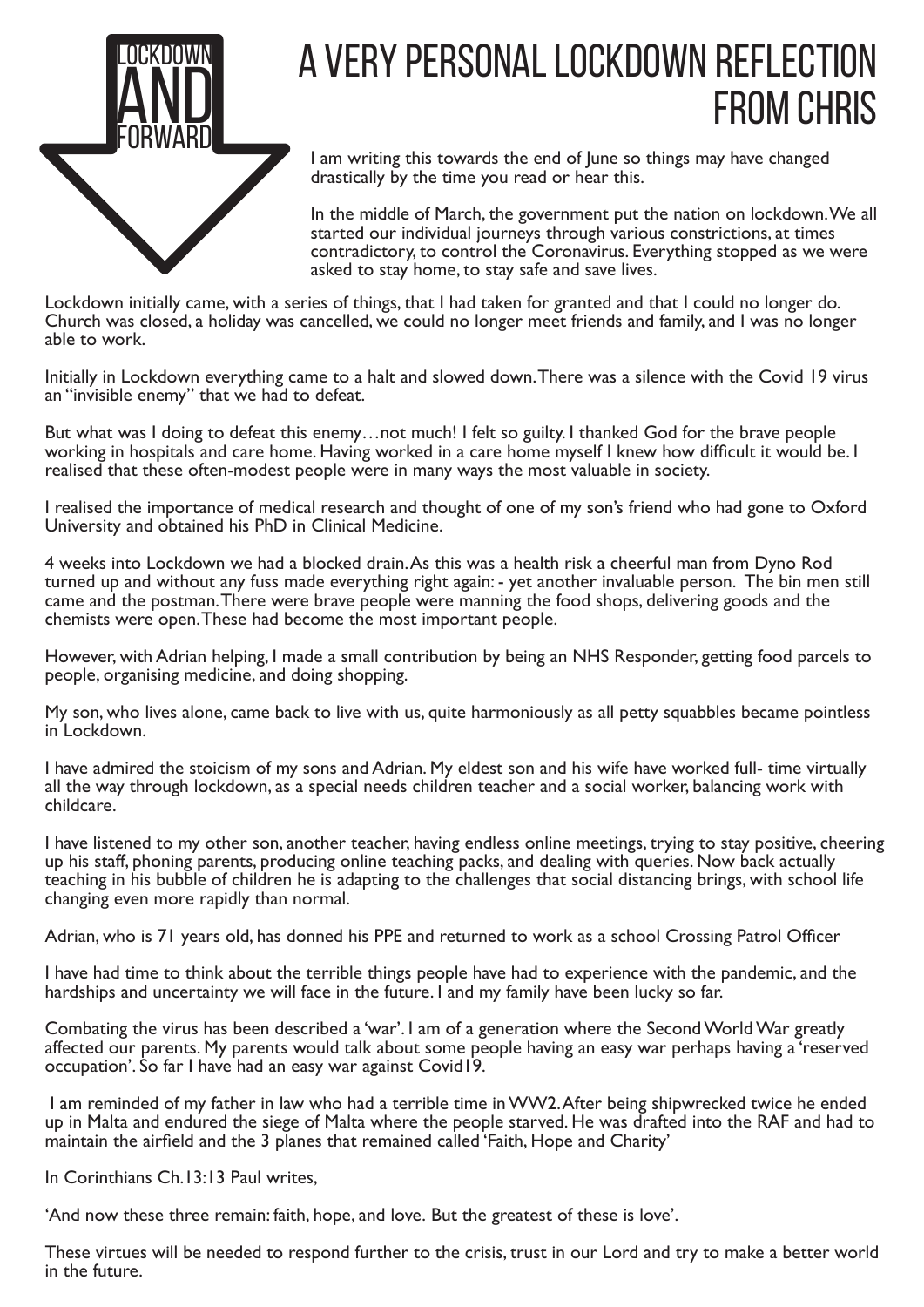LOCKDOWN AND FORWARD

# A VERY PERSONAL LOCKDOWN REFLECTION FROM CHRIS

I am writing this towards the end of June so things may have changed drastically by the time you read or hear this.

In the middle of March, the government put the nation on lockdown. We all started our individual journeys through various constrictions, at times contradictory, to control the Coronavirus. Everything stopped as we were asked to stay home, to stay safe and save lives.

Lockdown initially came, with a series of things, that I had taken for granted and that I could no longer do. Church was closed, a holiday was cancelled, we could no longer meet friends and family, and I was no longer able to work.

Initially in Lockdown everything came to a halt and slowed down. There was a silence with the Covid 19 virus an "invisible enemy" that we had to defeat.

But what was I doing to defeat this enemy…not much! I felt so guilty. I thanked God for the brave people working in hospitals and care home. Having worked in a care home myself I knew how difficult it would be. I realised that these often-modest people were in many ways the most valuable in society.

I realised the importance of medical research and thought of one of my son's friend who had gone to Oxford University and obtained his PhD in Clinical Medicine.

4 weeks into Lockdown we had a blocked drain. As this was a health risk a cheerful man from Dyno Rod turned up and without any fuss made everything right again: - yet another invaluable person. The bin men still came and the postman. There were brave people were manning the food shops, delivering goods and the chemists were open. These had become the most important people.

However, with Adrian helping, I made a small contribution by being an NHS Responder, getting food parcels to people, organising medicine, and doing shopping.

My son, who lives alone, came back to live with us, quite harmoniously as all petty squabbles became pointless in Lockdown.

I have admired the stoicism of my sons and Adrian. My eldest son and his wife have worked full- time virtually all the way through lockdown, as a special needs children teacher and a social worker, balancing work with childcare.

I have listened to my other son, another teacher, having endless online meetings, trying to stay positive, cheering up his staff, phoning parents, producing online teaching packs, and dealing with queries. Now back actually teaching in his bubble of children he is adapting to the challenges that social distancing brings, with school life changing even more rapidly than normal.

Adrian, who is 71 years old, has donned his PPE and returned to work as a school Crossing Patrol Officer

I have had time to think about the terrible things people have had to experience with the pandemic, and the hardships and uncertainty we will face in the future. I and my family have been lucky so far.

Combating the virus has been described a 'war'. I am of a generation where the Second World War greatly affected our parents. My parents would talk about some people having an easy war perhaps having a 'reserved occupation'. So far I have had an easy war against Covid19.

I am reminded of my father in law who had a terrible time in WW2. After being shipwrecked twice he ended up in Malta and endured the siege of Malta where the people starved. He was drafted into the RAF and had to maintain the airfield and the 3 planes that remained called 'Faith, Hope and Charity'

In Corinthians Ch.13:13 Paul writes,

'And now these three remain: faith, hope, and love. But the greatest of these is love'.

These virtues will be needed to respond further to the crisis, trust in our Lord and try to make a better world in the future.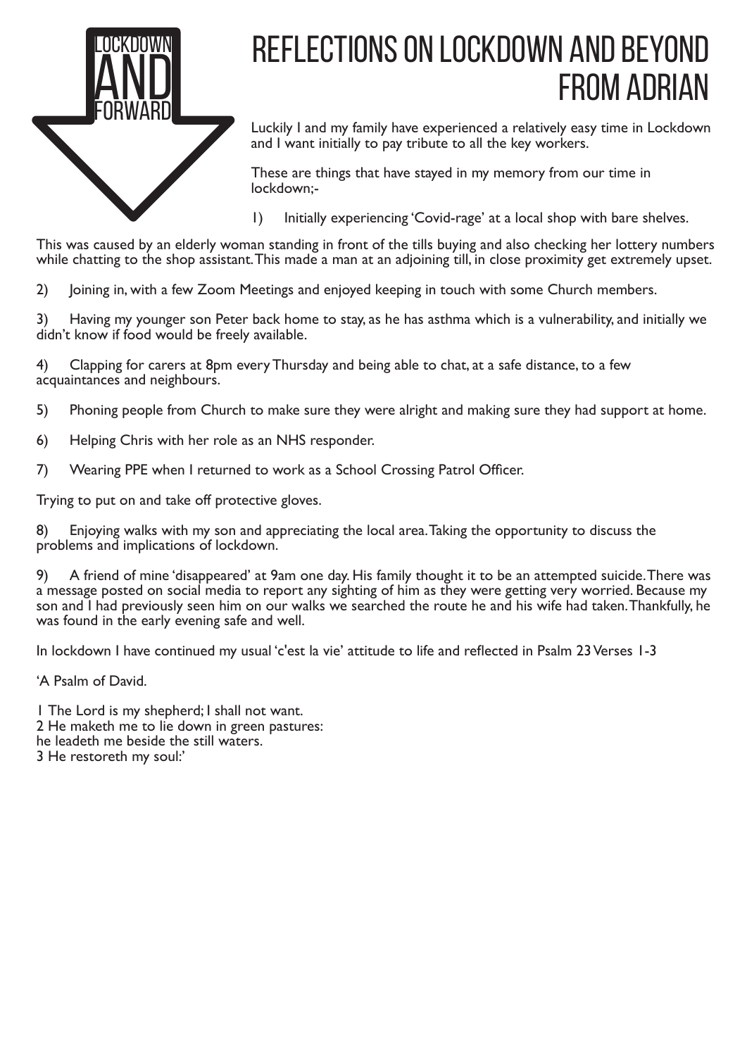LOCKDOWN AND FORWARD

# REFLECTIONS ON LOCKDOWN AND BEYOND FROM ADRIAN

Luckily I and my family have experienced a relatively easy time in Lockdown and I want initially to pay tribute to all the key workers.

These are things that have stayed in my memory from our time in lockdown;-

1) Initially experiencing 'Covid-rage' at a local shop with bare shelves.

This was caused by an elderly woman standing in front of the tills buying and also checking her lottery numbers while chatting to the shop assistant. This made a man at an adjoining till, in close proximity get extremely upset.

2) Joining in, with a few Zoom Meetings and enjoyed keeping in touch with some Church members.

3) Having my younger son Peter back home to stay, as he has asthma which is a vulnerability, and initially we didn't know if food would be freely available.

4) Clapping for carers at 8pm every Thursday and being able to chat, at a safe distance, to a few acquaintances and neighbours.

5) Phoning people from Church to make sure they were alright and making sure they had support at home.

6) Helping Chris with her role as an NHS responder.

7) Wearing PPE when I returned to work as a School Crossing Patrol Officer.

Trying to put on and take off protective gloves.

8) Enjoying walks with my son and appreciating the local area. Taking the opportunity to discuss the problems and implications of lockdown.

9) A friend of mine 'disappeared' at 9am one day. His family thought it to be an attempted suicide. There was a message posted on social media to report any sighting of him as they were getting very worried. Because my son and I had previously seen him on our walks we searched the route he and his wife had taken. Thankfully, he was found in the early evening safe and well.

In lockdown I have continued my usual 'c'est la vie' attitude to life and reflected in Psalm 23 Verses 1-3

'A Psalm of David.

1 The Lord is my shepherd; I shall not want.  
2 He maketh me to lie down in green pastures:  
he leadeth me beside the still waters.  
3 He restoreth my soul:'